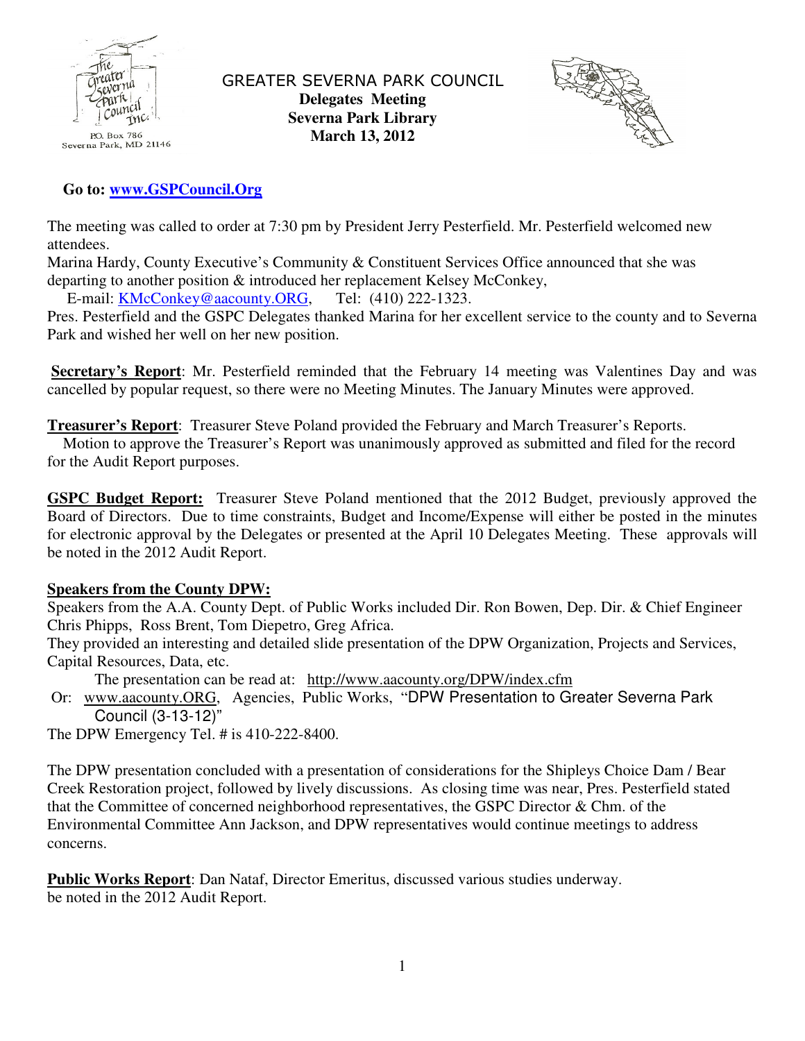P.O. Box 786
Severna Park, MD 21146

# GREATER SEVERNA PARK COUNCIL

**Delegates Meeting**
**Severna Park Library**
**March 13, 2012**

**Go to: [www.GSPCouncil.Org](http://www.GSPCouncil.Org)**

The meeting was called to order at 7:30 pm by President Jerry Pesterfield. Mr. Pesterfield welcomed new attendees.

Marina Hardy, County Executive's Community & Constituent Services Office announced that she was departing to another position & introduced her replacement Kelsey McConkey,
E-mail: KMcConkey@aacounty.ORG, Tel: (410) 222-1323.

Pres. Pesterfield and the GSPC Delegates thanked Marina for her excellent service to the county and to Severna Park and wished her well on her new position.

**Secretary's Report**: Mr. Pesterfield reminded that the February 14 meeting was Valentines Day and was cancelled by popular request, so there were no Meeting Minutes. The January Minutes were approved.

**Treasurer's Report**: Treasurer Steve Poland provided the February and March Treasurer's Reports.
Motion to approve the Treasurer's Report was unanimously approved as submitted and filed for the record for the Audit Report purposes.

**GSPC Budget Report:** Treasurer Steve Poland mentioned that the 2012 Budget, previously approved the Board of Directors. Due to time constraints, Budget and Income/Expense will either be posted in the minutes for electronic approval by the Delegates or presented at the April 10 Delegates Meeting. These approvals will be noted in the 2012 Audit Report.

**Speakers from the County DPW:**

Speakers from the A.A. County Dept. of Public Works included Dir. Ron Bowen, Dep. Dir. & Chief Engineer Chris Phipps, Ross Brent, Tom Diepetro, Greg Africa.

They provided an interesting and detailed slide presentation of the DPW Organization, Projects and Services, Capital Resources, Data, etc.

The presentation can be read at: http://www.aacounty.org/DPW/index.cfm
Or: www.aacounty.ORG, Agencies, Public Works, "DPW Presentation to Greater Severna Park Council (3-13-12)"

The DPW Emergency Tel. # is 410-222-8400.

The DPW presentation concluded with a presentation of considerations for the Shipleys Choice Dam / Bear Creek Restoration project, followed by lively discussions. As closing time was near, Pres. Pesterfield stated that the Committee of concerned neighborhood representatives, the GSPC Director & Chm. of the Environmental Committee Ann Jackson, and DPW representatives would continue meetings to address concerns.

**Public Works Report**: Dan Nataf, Director Emeritus, discussed various studies underway.
be noted in the 2012 Audit Report.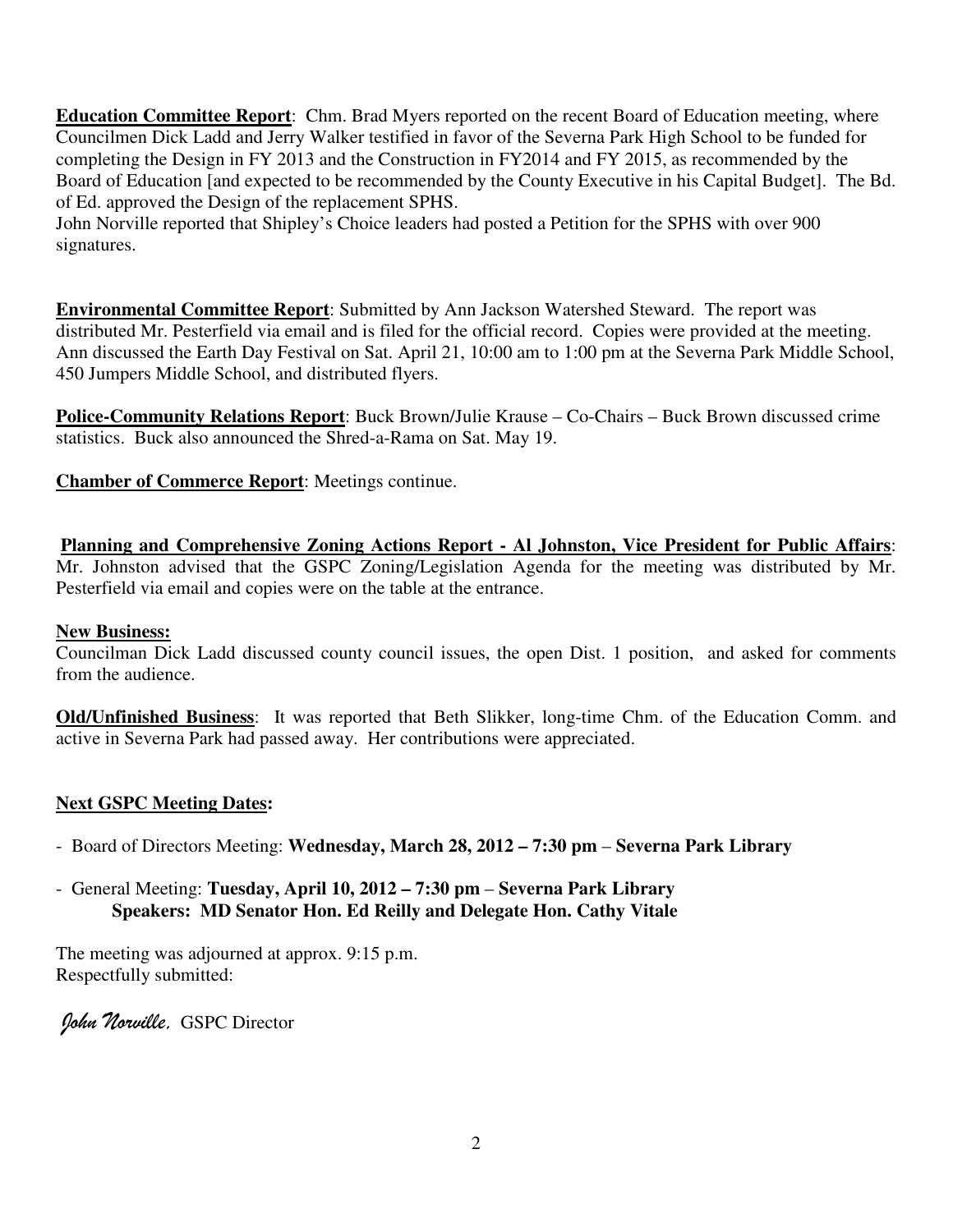**Education Committee Report**: Chm. Brad Myers reported on the recent Board of Education meeting, where Councilmen Dick Ladd and Jerry Walker testified in favor of the Severna Park High School to be funded for completing the Design in FY 2013 and the Construction in FY2014 and FY 2015, as recommended by the Board of Education [and expected to be recommended by the County Executive in his Capital Budget]. The Bd. of Ed. approved the Design of the replacement SPHS.
John Norville reported that Shipley's Choice leaders had posted a Petition for the SPHS with over 900 signatures.

**Environmental Committee Report**: Submitted by Ann Jackson Watershed Steward. The report was distributed Mr. Pesterfield via email and is filed for the official record. Copies were provided at the meeting. Ann discussed the Earth Day Festival on Sat. April 21, 10:00 am to 1:00 pm at the Severna Park Middle School, 450 Jumpers Middle School, and distributed flyers.

**Police-Community Relations Report**: Buck Brown/Julie Krause – Co-Chairs – Buck Brown discussed crime statistics. Buck also announced the Shred-a-Rama on Sat. May 19.

**Chamber of Commerce Report**: Meetings continue.

**Planning and Comprehensive Zoning Actions Report - Al Johnston, Vice President for Public Affairs**: Mr. Johnston advised that the GSPC Zoning/Legislation Agenda for the meeting was distributed by Mr. Pesterfield via email and copies were on the table at the entrance.

**New Business:**
Councilman Dick Ladd discussed county council issues, the open Dist. 1 position, and asked for comments from the audience.

**Old/Unfinished Business**: It was reported that Beth Slikker, long-time Chm. of the Education Comm. and active in Severna Park had passed away. Her contributions were appreciated.

**Next GSPC Meeting Dates:**

- Board of Directors Meeting: **Wednesday, March 28, 2012 – 7:30 pm** – **Severna Park Library**

- General Meeting: **Tuesday, April 10, 2012 – 7:30 pm** – **Severna Park Library**
  **Speakers: MD Senator Hon. Ed Reilly and Delegate Hon. Cathy Vitale**

The meeting was adjourned at approx. 9:15 p.m.
Respectfully submitted:

*John Norville*, GSPC Director